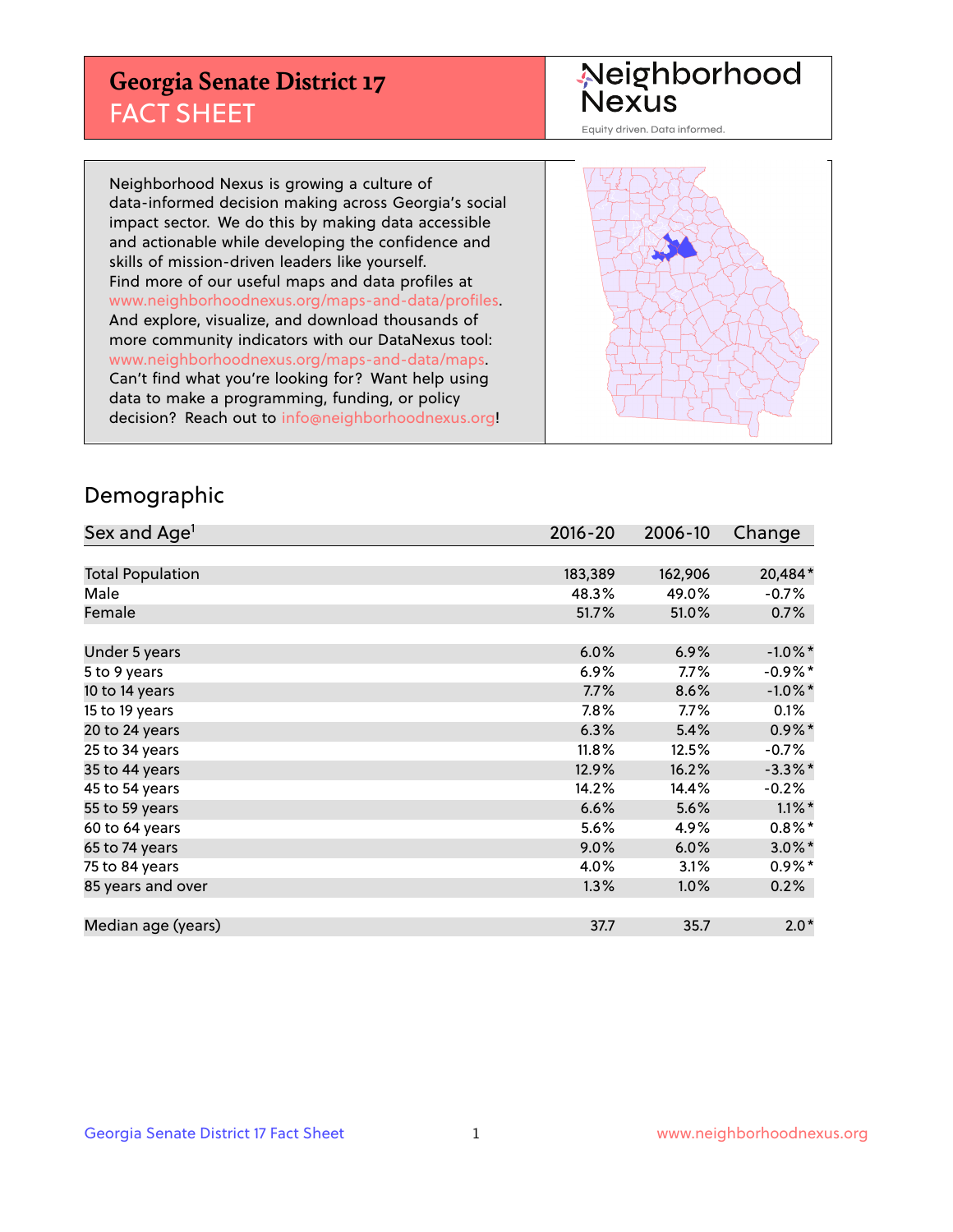# Georgia Senate District 17
## FACT SHEET

Neighborhood Nexus

Equity driven. Data informed.

Neighborhood Nexus is growing a culture of data-informed decision making across Georgia's social impact sector. We do this by making data accessible and actionable while developing the confidence and skills of mission-driven leaders like yourself. Find more of our useful maps and data profiles at www.neighborhoodnexus.org/maps-and-data/profiles. And explore, visualize, and download thousands of more community indicators with our DataNexus tool: www.neighborhoodnexus.org/maps-and-data/maps. Can't find what you're looking for? Want help using data to make a programming, funding, or policy decision? Reach out to info@neighborhoodnexus.org!

## Demographic

| Sex and Age[1] | 2016-20 | 2006-10 | Change |
|---|---|---|---|
| Total Population | 183,389 | 162,906 | 20,484* |
| Male | 48.3% | 49.0% | -0.7% |
| Female | 51.7% | 51.0% | 0.7% |
| | | | |
| Under 5 years | 6.0% | 6.9% | -1.0%* |
| 5 to 9 years | 6.9% | 7.7% | -0.9%* |
| 10 to 14 years | 7.7% | 8.6% | -1.0%* |
| 15 to 19 years | 7.8% | 7.7% | 0.1% |
| 20 to 24 years | 6.3% | 5.4% | 0.9%* |
| 25 to 34 years | 11.8% | 12.5% | -0.7% |
| 35 to 44 years | 12.9% | 16.2% | -3.3%* |
| 45 to 54 years | 14.2% | 14.4% | -0.2% |
| 55 to 59 years | 6.6% | 5.6% | 1.1%* |
| 60 to 64 years | 5.6% | 4.9% | 0.8%* |
| 65 to 74 years | 9.0% | 6.0% | 3.0%* |
| 75 to 84 years | 4.0% | 3.1% | 0.9%* |
| 85 years and over | 1.3% | 1.0% | 0.2% |
| | | | |
| Median age (years) | 37.7 | 35.7 | 2.0* |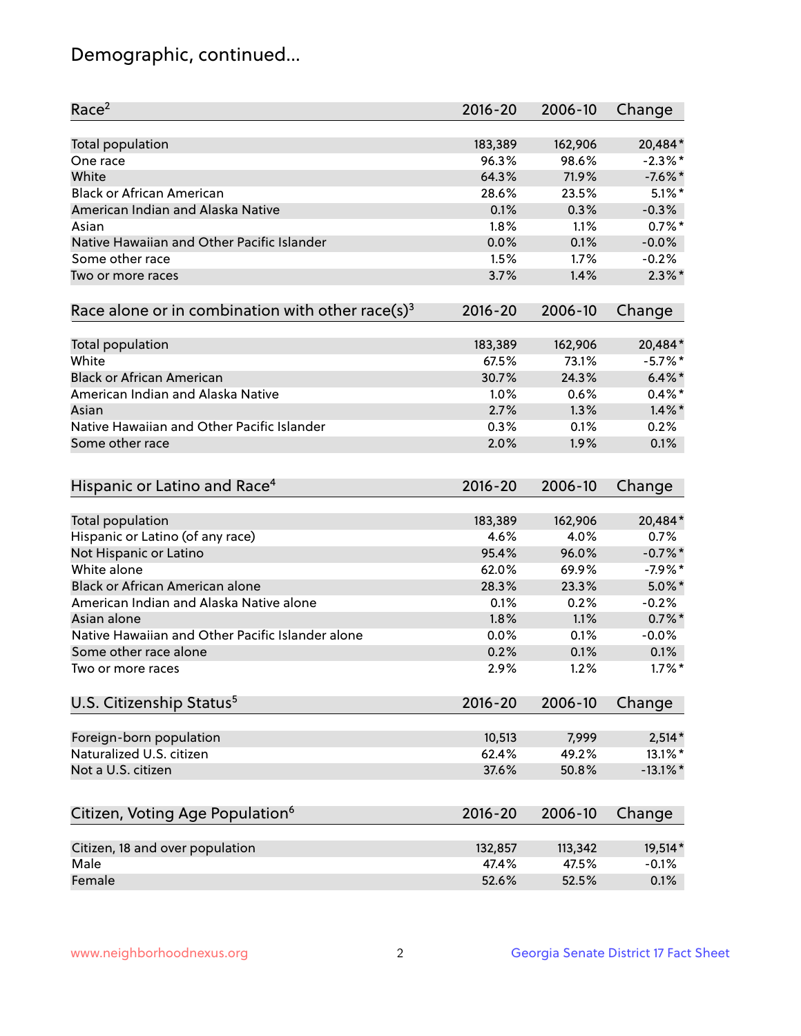# Demographic, continued...

| Race[2] | 2016-20 | 2006-10 | Change |
|---|---|---|---|
| Total population | 183,389 | 162,906 | 20,484* |
| One race | 96.3% | 98.6% | -2.3%* |
| White | 64.3% | 71.9% | -7.6%* |
| Black or African American | 28.6% | 23.5% | 5.1%* |
| American Indian and Alaska Native | 0.1% | 0.3% | -0.3% |
| Asian | 1.8% | 1.1% | 0.7%* |
| Native Hawaiian and Other Pacific Islander | 0.0% | 0.1% | -0.0% |
| Some other race | 1.5% | 1.7% | -0.2% |
| Two or more races | 3.7% | 1.4% | 2.3%* |

| Race alone or in combination with other race(s)[3] | 2016-20 | 2006-10 | Change |
|---|---|---|---|
| Total population | 183,389 | 162,906 | 20,484* |
| White | 67.5% | 73.1% | -5.7%* |
| Black or African American | 30.7% | 24.3% | 6.4%* |
| American Indian and Alaska Native | 1.0% | 0.6% | 0.4%* |
| Asian | 2.7% | 1.3% | 1.4%* |
| Native Hawaiian and Other Pacific Islander | 0.3% | 0.1% | 0.2% |
| Some other race | 2.0% | 1.9% | 0.1% |

| Hispanic or Latino and Race[4] | 2016-20 | 2006-10 | Change |
|---|---|---|---|
| Total population | 183,389 | 162,906 | 20,484* |
| Hispanic or Latino (of any race) | 4.6% | 4.0% | 0.7% |
| Not Hispanic or Latino | 95.4% | 96.0% | -0.7%* |
| White alone | 62.0% | 69.9% | -7.9%* |
| Black or African American alone | 28.3% | 23.3% | 5.0%* |
| American Indian and Alaska Native alone | 0.1% | 0.2% | -0.2% |
| Asian alone | 1.8% | 1.1% | 0.7%* |
| Native Hawaiian and Other Pacific Islander alone | 0.0% | 0.1% | -0.0% |
| Some other race alone | 0.2% | 0.1% | 0.1% |
| Two or more races | 2.9% | 1.2% | 1.7%* |

| U.S. Citizenship Status[5] | 2016-20 | 2006-10 | Change |
|---|---|---|---|
| Foreign-born population | 10,513 | 7,999 | 2,514* |
| Naturalized U.S. citizen | 62.4% | 49.2% | 13.1%* |
| Not a U.S. citizen | 37.6% | 50.8% | -13.1%* |

| Citizen, Voting Age Population[6] | 2016-20 | 2006-10 | Change |
|---|---|---|---|
| Citizen, 18 and over population | 132,857 | 113,342 | 19,514* |
| Male | 47.4% | 47.5% | -0.1% |
| Female | 52.6% | 52.5% | 0.1% |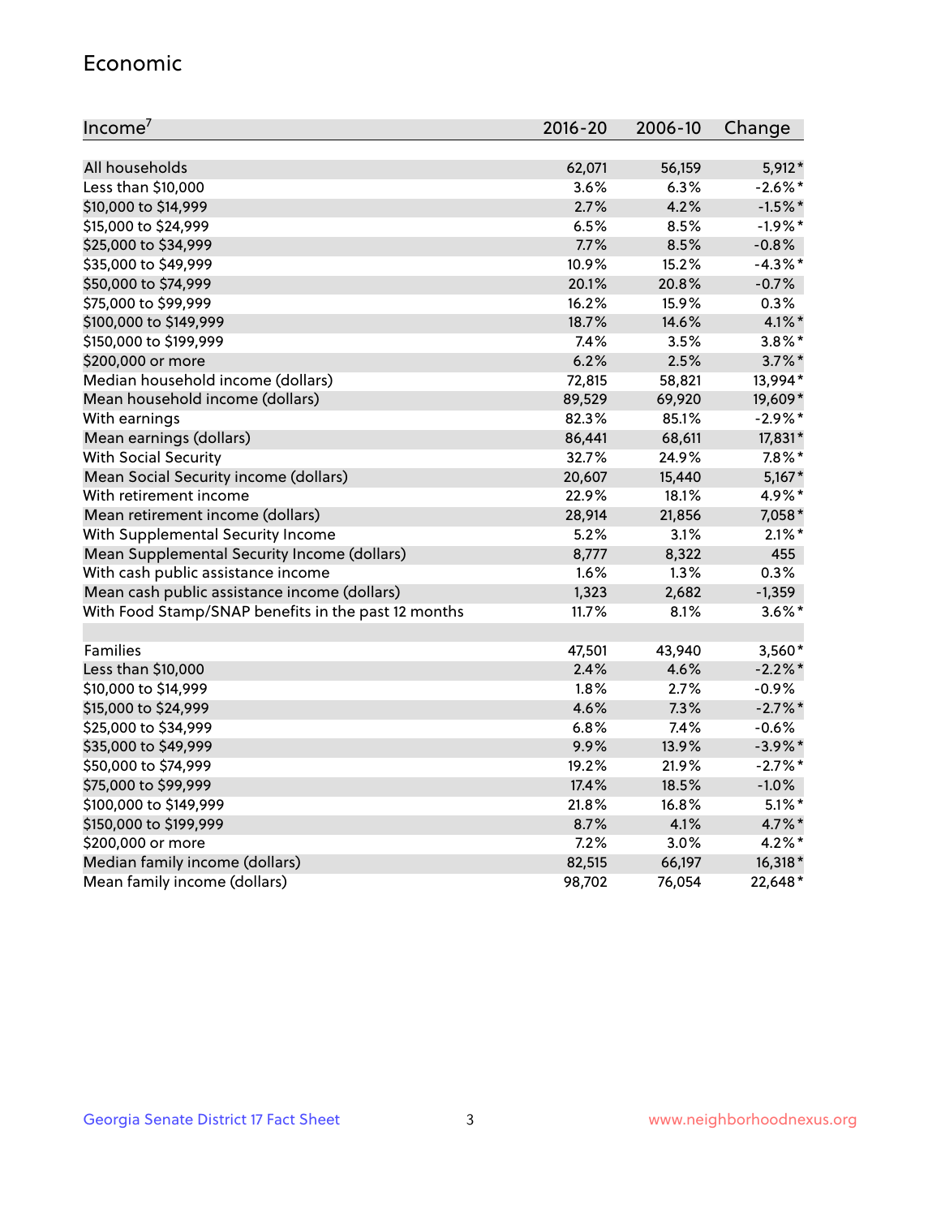## Economic

| Income[7] | 2016-20 | 2006-10 | Change |
|---|---|---|---|
| All households | 62,071 | 56,159 | 5,912* |
| Less than $10,000 | 3.6% | 6.3% | -2.6%* |
| $10,000 to $14,999 | 2.7% | 4.2% | -1.5%* |
| $15,000 to $24,999 | 6.5% | 8.5% | -1.9%* |
| $25,000 to $34,999 | 7.7% | 8.5% | -0.8% |
| $35,000 to $49,999 | 10.9% | 15.2% | -4.3%* |
| $50,000 to $74,999 | 20.1% | 20.8% | -0.7% |
| $75,000 to $99,999 | 16.2% | 15.9% | 0.3% |
| $100,000 to $149,999 | 18.7% | 14.6% | 4.1%* |
| $150,000 to $199,999 | 7.4% | 3.5% | 3.8%* |
| $200,000 or more | 6.2% | 2.5% | 3.7%* |
| Median household income (dollars) | 72,815 | 58,821 | 13,994* |
| Mean household income (dollars) | 89,529 | 69,920 | 19,609* |
| With earnings | 82.3% | 85.1% | -2.9%* |
| Mean earnings (dollars) | 86,441 | 68,611 | 17,831* |
| With Social Security | 32.7% | 24.9% | 7.8%* |
| Mean Social Security income (dollars) | 20,607 | 15,440 | 5,167* |
| With retirement income | 22.9% | 18.1% | 4.9%* |
| Mean retirement income (dollars) | 28,914 | 21,856 | 7,058* |
| With Supplemental Security Income | 5.2% | 3.1% | 2.1%* |
| Mean Supplemental Security Income (dollars) | 8,777 | 8,322 | 455 |
| With cash public assistance income | 1.6% | 1.3% | 0.3% |
| Mean cash public assistance income (dollars) | 1,323 | 2,682 | -1,359 |
| With Food Stamp/SNAP benefits in the past 12 months | 11.7% | 8.1% | 3.6%* |
| | | | |
| Families | 47,501 | 43,940 | 3,560* |
| Less than $10,000 | 2.4% | 4.6% | -2.2%* |
| $10,000 to $14,999 | 1.8% | 2.7% | -0.9% |
| $15,000 to $24,999 | 4.6% | 7.3% | -2.7%* |
| $25,000 to $34,999 | 6.8% | 7.4% | -0.6% |
| $35,000 to $49,999 | 9.9% | 13.9% | -3.9%* |
| $50,000 to $74,999 | 19.2% | 21.9% | -2.7%* |
| $75,000 to $99,999 | 17.4% | 18.5% | -1.0% |
| $100,000 to $149,999 | 21.8% | 16.8% | 5.1%* |
| $150,000 to $199,999 | 8.7% | 4.1% | 4.7%* |
| $200,000 or more | 7.2% | 3.0% | 4.2%* |
| Median family income (dollars) | 82,515 | 66,197 | 16,318* |
| Mean family income (dollars) | 98,702 | 76,054 | 22,648* |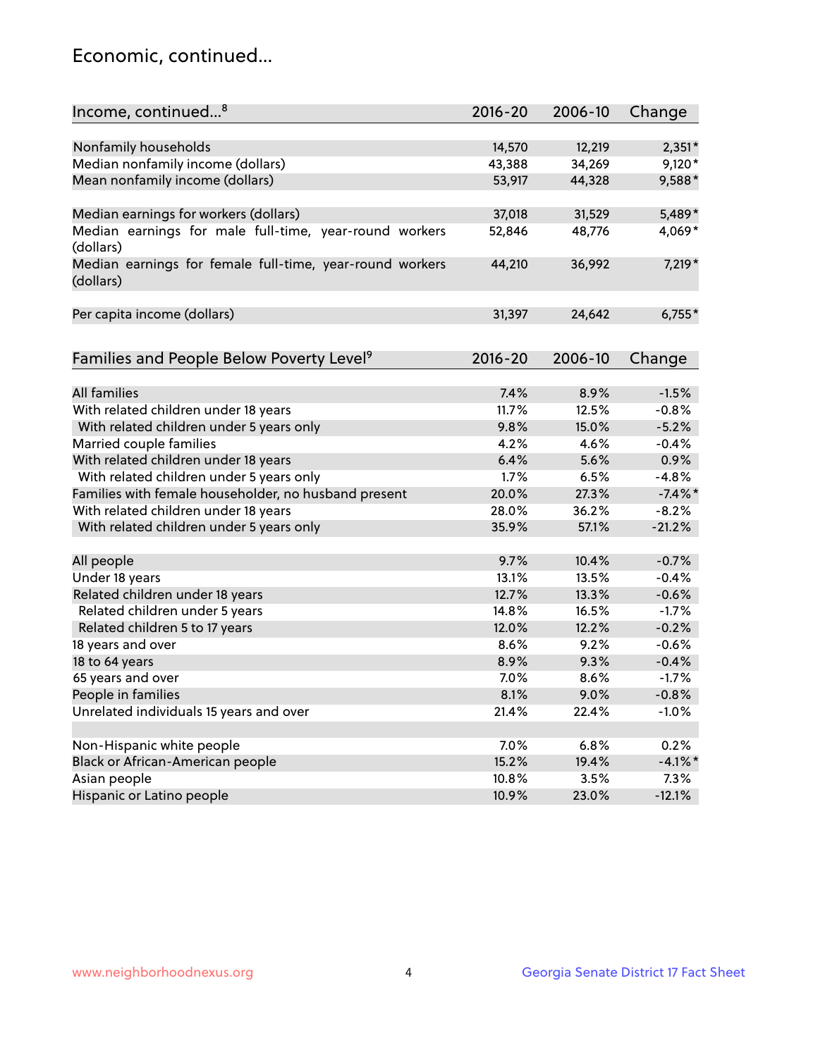## Economic, continued...

| Income, continued...[8] | 2016-20 | 2006-10 | Change |
|---|---|---|---|
| Nonfamily households | 14,570 | 12,219 | 2,351* |
| Median nonfamily income (dollars) | 43,388 | 34,269 | 9,120* |
| Mean nonfamily income (dollars) | 53,917 | 44,328 | 9,588* |
| Median earnings for workers (dollars) | 37,018 | 31,529 | 5,489* |
| Median earnings for male full-time, year-round workers (dollars) | 52,846 | 48,776 | 4,069* |
| Median earnings for female full-time, year-round workers (dollars) | 44,210 | 36,992 | 7,219* |
| Per capita income (dollars) | 31,397 | 24,642 | 6,755* |

| Families and People Below Poverty Level[9] | 2016-20 | 2006-10 | Change |
|---|---|---|---|
| All families | 7.4% | 8.9% | -1.5% |
| With related children under 18 years | 11.7% | 12.5% | -0.8% |
| With related children under 5 years only | 9.8% | 15.0% | -5.2% |
| Married couple families | 4.2% | 4.6% | -0.4% |
| With related children under 18 years | 6.4% | 5.6% | 0.9% |
| With related children under 5 years only | 1.7% | 6.5% | -4.8% |
| Families with female householder, no husband present | 20.0% | 27.3% | -7.4%* |
| With related children under 18 years | 28.0% | 36.2% | -8.2% |
| With related children under 5 years only | 35.9% | 57.1% | -21.2% |
| All people | 9.7% | 10.4% | -0.7% |
| Under 18 years | 13.1% | 13.5% | -0.4% |
| Related children under 18 years | 12.7% | 13.3% | -0.6% |
| Related children under 5 years | 14.8% | 16.5% | -1.7% |
| Related children 5 to 17 years | 12.0% | 12.2% | -0.2% |
| 18 years and over | 8.6% | 9.2% | -0.6% |
| 18 to 64 years | 8.9% | 9.3% | -0.4% |
| 65 years and over | 7.0% | 8.6% | -1.7% |
| People in families | 8.1% | 9.0% | -0.8% |
| Unrelated individuals 15 years and over | 21.4% | 22.4% | -1.0% |
| Non-Hispanic white people | 7.0% | 6.8% | 0.2% |
| Black or African-American people | 15.2% | 19.4% | -4.1%* |
| Asian people | 10.8% | 3.5% | 7.3% |
| Hispanic or Latino people | 10.9% | 23.0% | -12.1% |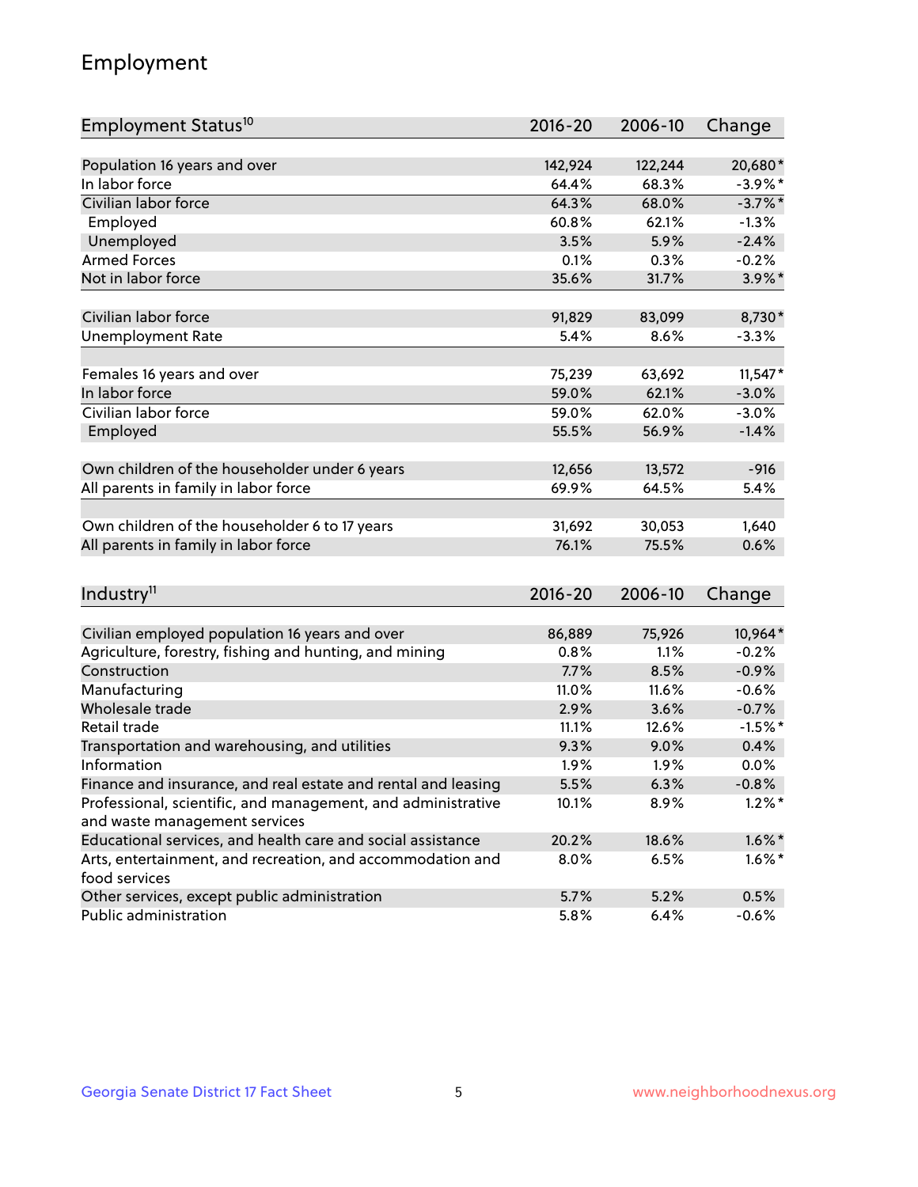# Employment

| Employment Status[10] | 2016-20 | 2006-10 | Change |
|---|---|---|---|
| Population 16 years and over | 142,924 | 122,244 | 20,680* |
| In labor force | 64.4% | 68.3% | -3.9%* |
| Civilian labor force | 64.3% | 68.0% | -3.7%* |
| Employed | 60.8% | 62.1% | -1.3% |
| Unemployed | 3.5% | 5.9% | -2.4% |
| Armed Forces | 0.1% | 0.3% | -0.2% |
| Not in labor force | 35.6% | 31.7% | 3.9%* |
| | | | |
| Civilian labor force | 91,829 | 83,099 | 8,730* |
| Unemployment Rate | 5.4% | 8.6% | -3.3% |
| | | | |
| Females 16 years and over | 75,239 | 63,692 | 11,547* |
| In labor force | 59.0% | 62.1% | -3.0% |
| Civilian labor force | 59.0% | 62.0% | -3.0% |
| Employed | 55.5% | 56.9% | -1.4% |
| | | | |
| Own children of the householder under 6 years | 12,656 | 13,572 | -916 |
| All parents in family in labor force | 69.9% | 64.5% | 5.4% |
| | | | |
| Own children of the householder 6 to 17 years | 31,692 | 30,053 | 1,640 |
| All parents in family in labor force | 76.1% | 75.5% | 0.6% |

| Industry[11] | 2016-20 | 2006-10 | Change |
|---|---|---|---|
| Civilian employed population 16 years and over | 86,889 | 75,926 | 10,964* |
| Agriculture, forestry, fishing and hunting, and mining | 0.8% | 1.1% | -0.2% |
| Construction | 7.7% | 8.5% | -0.9% |
| Manufacturing | 11.0% | 11.6% | -0.6% |
| Wholesale trade | 2.9% | 3.6% | -0.7% |
| Retail trade | 11.1% | 12.6% | -1.5%* |
| Transportation and warehousing, and utilities | 9.3% | 9.0% | 0.4% |
| Information | 1.9% | 1.9% | 0.0% |
| Finance and insurance, and real estate and rental and leasing | 5.5% | 6.3% | -0.8% |
| Professional, scientific, and management, and administrative and waste management services | 10.1% | 8.9% | 1.2%* |
| Educational services, and health care and social assistance | 20.2% | 18.6% | 1.6%* |
| Arts, entertainment, and recreation, and accommodation and food services | 8.0% | 6.5% | 1.6%* |
| Other services, except public administration | 5.7% | 5.2% | 0.5% |
| Public administration | 5.8% | 6.4% | -0.6% |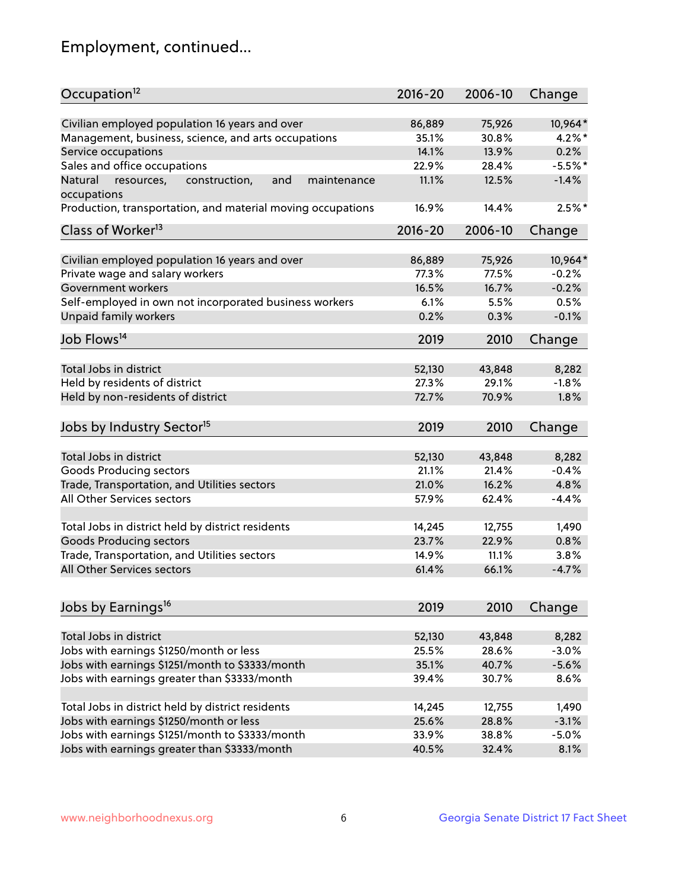## Employment, continued...

| Occupation[12] | 2016-20 | 2006-10 | Change |
|---|---|---|---|
| Civilian employed population 16 years and over | 86,889 | 75,926 | 10,964* |
| Management, business, science, and arts occupations | 35.1% | 30.8% | 4.2%* |
| Service occupations | 14.1% | 13.9% | 0.2% |
| Sales and office occupations | 22.9% | 28.4% | -5.5%* |
| Natural resources, construction, and maintenance occupations | 11.1% | 12.5% | -1.4% |
| Production, transportation, and material moving occupations | 16.9% | 14.4% | 2.5%* |

| Class of Worker[13] | 2016-20 | 2006-10 | Change |
|---|---|---|---|
| Civilian employed population 16 years and over | 86,889 | 75,926 | 10,964* |
| Private wage and salary workers | 77.3% | 77.5% | -0.2% |
| Government workers | 16.5% | 16.7% | -0.2% |
| Self-employed in own not incorporated business workers | 6.1% | 5.5% | 0.5% |
| Unpaid family workers | 0.2% | 0.3% | -0.1% |

| Job Flows[14] | 2019 | 2010 | Change |
|---|---|---|---|
| Total Jobs in district | 52,130 | 43,848 | 8,282 |
| Held by residents of district | 27.3% | 29.1% | -1.8% |
| Held by non-residents of district | 72.7% | 70.9% | 1.8% |

| Jobs by Industry Sector[15] | 2019 | 2010 | Change |
|---|---|---|---|
| Total Jobs in district | 52,130 | 43,848 | 8,282 |
| Goods Producing sectors | 21.1% | 21.4% | -0.4% |
| Trade, Transportation, and Utilities sectors | 21.0% | 16.2% | 4.8% |
| All Other Services sectors | 57.9% | 62.4% | -4.4% |
| | | | |
| Total Jobs in district held by district residents | 14,245 | 12,755 | 1,490 |
| Goods Producing sectors | 23.7% | 22.9% | 0.8% |
| Trade, Transportation, and Utilities sectors | 14.9% | 11.1% | 3.8% |
| All Other Services sectors | 61.4% | 66.1% | -4.7% |

| Jobs by Earnings[16] | 2019 | 2010 | Change |
|---|---|---|---|
| Total Jobs in district | 52,130 | 43,848 | 8,282 |
| Jobs with earnings $1250/month or less | 25.5% | 28.6% | -3.0% |
| Jobs with earnings $1251/month to $3333/month | 35.1% | 40.7% | -5.6% |
| Jobs with earnings greater than $3333/month | 39.4% | 30.7% | 8.6% |
| | | | |
| Total Jobs in district held by district residents | 14,245 | 12,755 | 1,490 |
| Jobs with earnings $1250/month or less | 25.6% | 28.8% | -3.1% |
| Jobs with earnings $1251/month to $3333/month | 33.9% | 38.8% | -5.0% |
| Jobs with earnings greater than $3333/month | 40.5% | 32.4% | 8.1% |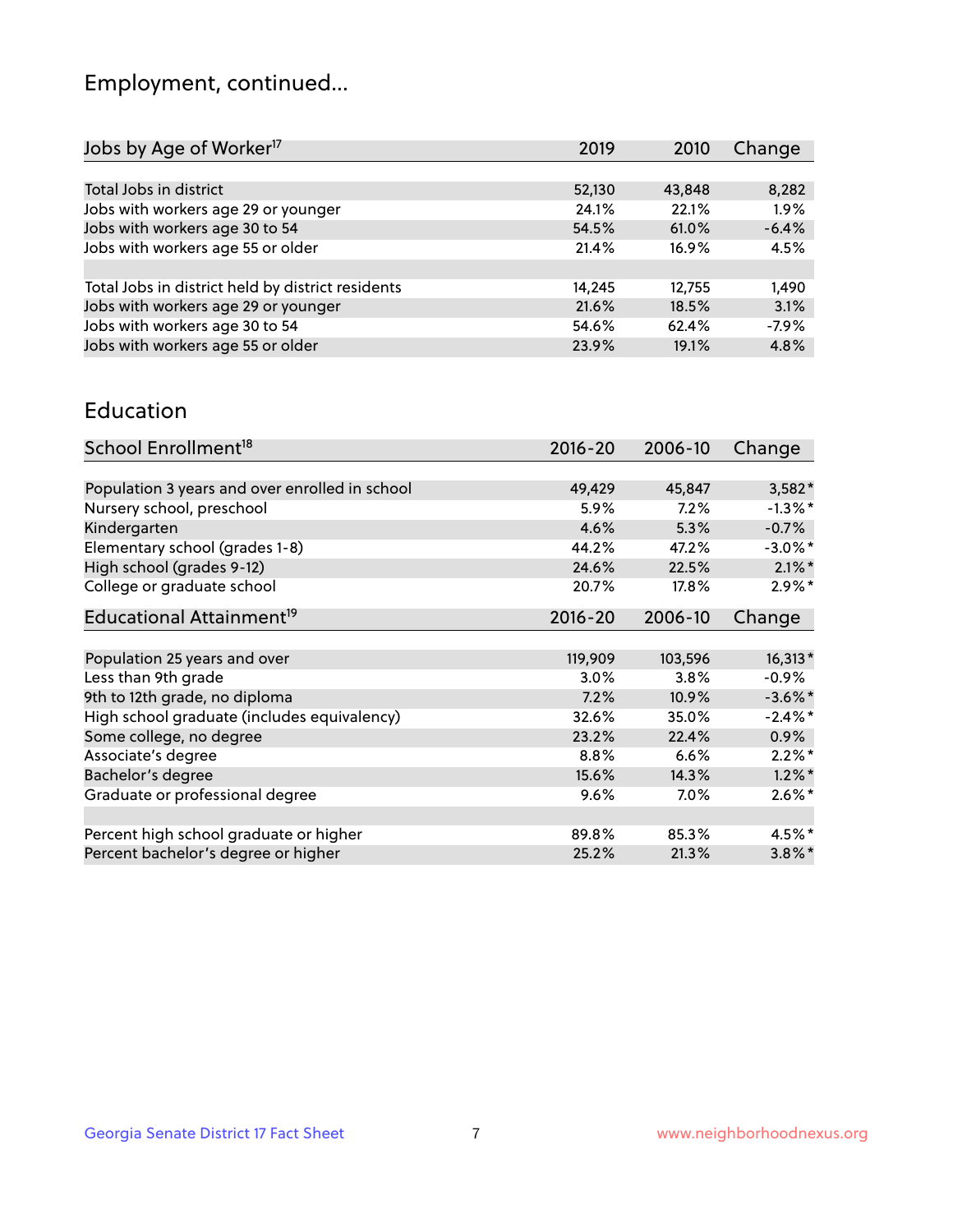## Employment, continued...

| Jobs by Age of Worker[17] | 2019 | 2010 | Change |
|---|---|---|---|
| Total Jobs in district | 52,130 | 43,848 | 8,282 |
| Jobs with workers age 29 or younger | 24.1% | 22.1% | 1.9% |
| Jobs with workers age 30 to 54 | 54.5% | 61.0% | -6.4% |
| Jobs with workers age 55 or older | 21.4% | 16.9% | 4.5% |
| | | | |
| Total Jobs in district held by district residents | 14,245 | 12,755 | 1,490 |
| Jobs with workers age 29 or younger | 21.6% | 18.5% | 3.1% |
| Jobs with workers age 30 to 54 | 54.6% | 62.4% | -7.9% |
| Jobs with workers age 55 or older | 23.9% | 19.1% | 4.8% |

## Education

| School Enrollment[18] | 2016-20 | 2006-10 | Change |
|---|---|---|---|
| Population 3 years and over enrolled in school | 49,429 | 45,847 | 3,582* |
| Nursery school, preschool | 5.9% | 7.2% | -1.3%* |
| Kindergarten | 4.6% | 5.3% | -0.7% |
| Elementary school (grades 1-8) | 44.2% | 47.2% | -3.0%* |
| High school (grades 9-12) | 24.6% | 22.5% | 2.1%* |
| College or graduate school | 20.7% | 17.8% | 2.9%* |

| Educational Attainment[19] | 2016-20 | 2006-10 | Change |
|---|---|---|---|
| Population 25 years and over | 119,909 | 103,596 | 16,313* |
| Less than 9th grade | 3.0% | 3.8% | -0.9% |
| 9th to 12th grade, no diploma | 7.2% | 10.9% | -3.6%* |
| High school graduate (includes equivalency) | 32.6% | 35.0% | -2.4%* |
| Some college, no degree | 23.2% | 22.4% | 0.9% |
| Associate's degree | 8.8% | 6.6% | 2.2%* |
| Bachelor's degree | 15.6% | 14.3% | 1.2%* |
| Graduate or professional degree | 9.6% | 7.0% | 2.6%* |
| | | | |
| Percent high school graduate or higher | 89.8% | 85.3% | 4.5%* |
| Percent bachelor's degree or higher | 25.2% | 21.3% | 3.8%* |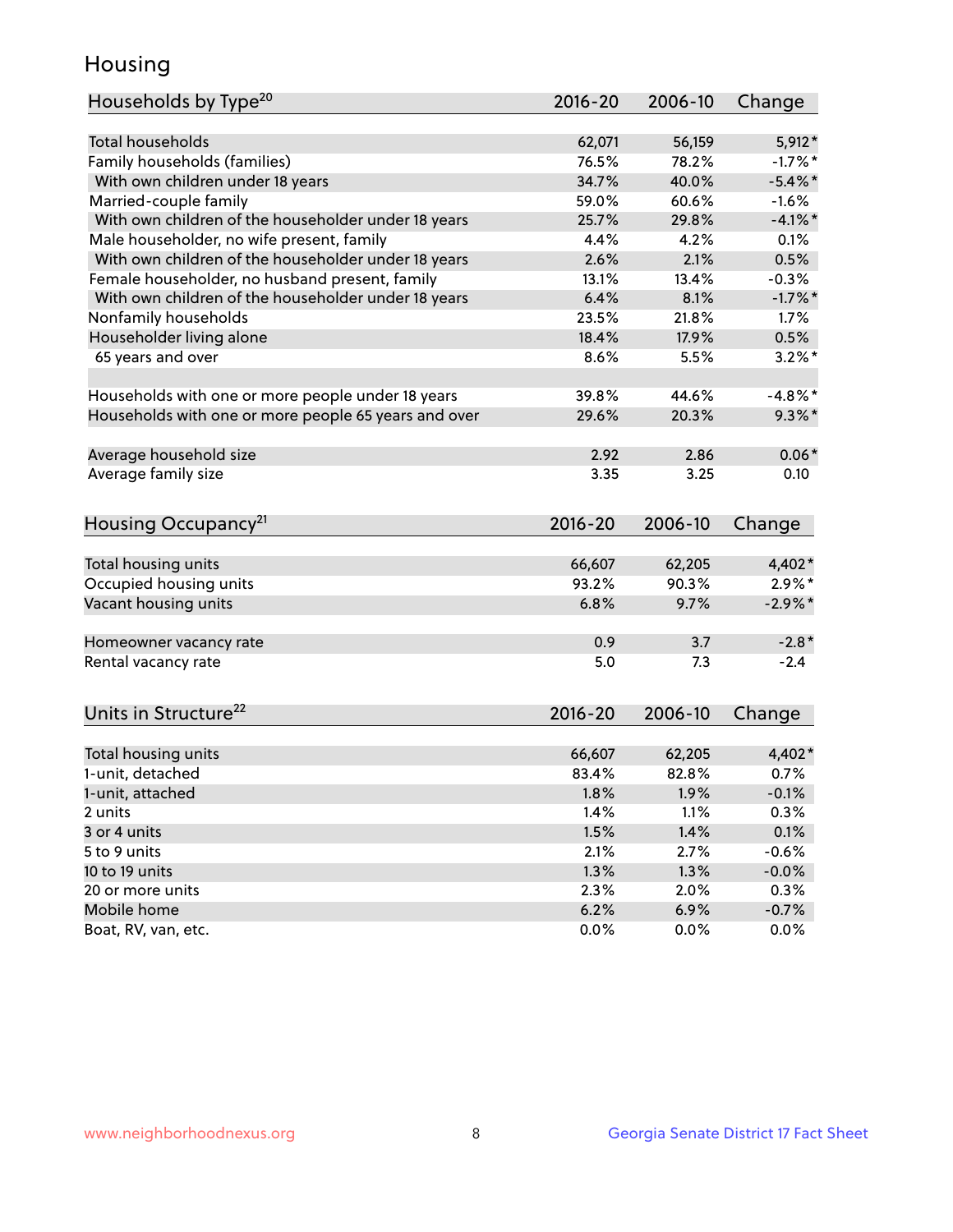## Housing

| Households by Type[20] | 2016-20 | 2006-10 | Change |
| --- | --- | --- | --- |
| Total households | 62,071 | 56,159 | 5,912* |
| Family households (families) | 76.5% | 78.2% | -1.7%* |
| With own children under 18 years | 34.7% | 40.0% | -5.4%* |
| Married-couple family | 59.0% | 60.6% | -1.6% |
| With own children of the householder under 18 years | 25.7% | 29.8% | -4.1%* |
| Male householder, no wife present, family | 4.4% | 4.2% | 0.1% |
| With own children of the householder under 18 years | 2.6% | 2.1% | 0.5% |
| Female householder, no husband present, family | 13.1% | 13.4% | -0.3% |
| With own children of the householder under 18 years | 6.4% | 8.1% | -1.7%* |
| Nonfamily households | 23.5% | 21.8% | 1.7% |
| Householder living alone | 18.4% | 17.9% | 0.5% |
| 65 years and over | 8.6% | 5.5% | 3.2%* |
| | | | |
| Households with one or more people under 18 years | 39.8% | 44.6% | -4.8%* |
| Households with one or more people 65 years and over | 29.6% | 20.3% | 9.3%* |
| | | | |
| Average household size | 2.92 | 2.86 | 0.06* |
| Average family size | 3.35 | 3.25 | 0.10 |

| Housing Occupancy[21] | 2016-20 | 2006-10 | Change |
| --- | --- | --- | --- |
| Total housing units | 66,607 | 62,205 | 4,402* |
| Occupied housing units | 93.2% | 90.3% | 2.9%* |
| Vacant housing units | 6.8% | 9.7% | -2.9%* |
| | | | |
| Homeowner vacancy rate | 0.9 | 3.7 | -2.8* |
| Rental vacancy rate | 5.0 | 7.3 | -2.4 |

| Units in Structure[22] | 2016-20 | 2006-10 | Change |
| --- | --- | --- | --- |
| Total housing units | 66,607 | 62,205 | 4,402* |
| 1-unit, detached | 83.4% | 82.8% | 0.7% |
| 1-unit, attached | 1.8% | 1.9% | -0.1% |
| 2 units | 1.4% | 1.1% | 0.3% |
| 3 or 4 units | 1.5% | 1.4% | 0.1% |
| 5 to 9 units | 2.1% | 2.7% | -0.6% |
| 10 to 19 units | 1.3% | 1.3% | -0.0% |
| 20 or more units | 2.3% | 2.0% | 0.3% |
| Mobile home | 6.2% | 6.9% | -0.7% |
| Boat, RV, van, etc. | 0.0% | 0.0% | 0.0% |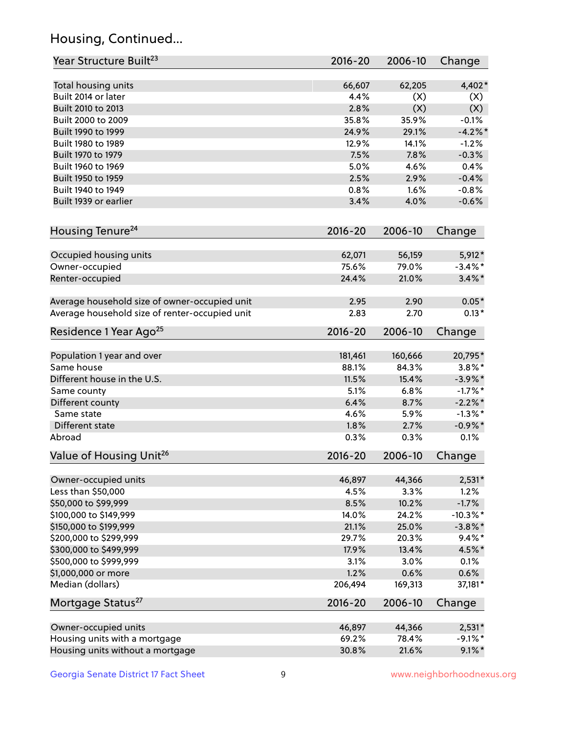## Housing, Continued...

| Year Structure Built[23] | 2016-20 | 2006-10 | Change |
|---|---|---|---|
| Total housing units | 66,607 | 62,205 | 4,402* |
| Built 2014 or later | 4.4% | (X) | (X) |
| Built 2010 to 2013 | 2.8% | (X) | (X) |
| Built 2000 to 2009 | 35.8% | 35.9% | -0.1% |
| Built 1990 to 1999 | 24.9% | 29.1% | -4.2%* |
| Built 1980 to 1989 | 12.9% | 14.1% | -1.2% |
| Built 1970 to 1979 | 7.5% | 7.8% | -0.3% |
| Built 1960 to 1969 | 5.0% | 4.6% | 0.4% |
| Built 1950 to 1959 | 2.5% | 2.9% | -0.4% |
| Built 1940 to 1949 | 0.8% | 1.6% | -0.8% |
| Built 1939 or earlier | 3.4% | 4.0% | -0.6% |

| Housing Tenure[24] | 2016-20 | 2006-10 | Change |
|---|---|---|---|
| Occupied housing units | 62,071 | 56,159 | 5,912* |
| Owner-occupied | 75.6% | 79.0% | -3.4%* |
| Renter-occupied | 24.4% | 21.0% | 3.4%* |
| Average household size of owner-occupied unit | 2.95 | 2.90 | 0.05* |
| Average household size of renter-occupied unit | 2.83 | 2.70 | 0.13* |

| Residence 1 Year Ago[25] | 2016-20 | 2006-10 | Change |
|---|---|---|---|
| Population 1 year and over | 181,461 | 160,666 | 20,795* |
| Same house | 88.1% | 84.3% | 3.8%* |
| Different house in the U.S. | 11.5% | 15.4% | -3.9%* |
| Same county | 5.1% | 6.8% | -1.7%* |
| Different county | 6.4% | 8.7% | -2.2%* |
| Same state | 4.6% | 5.9% | -1.3%* |
| Different state | 1.8% | 2.7% | -0.9%* |
| Abroad | 0.3% | 0.3% | 0.1% |

| Value of Housing Unit[26] | 2016-20 | 2006-10 | Change |
|---|---|---|---|
| Owner-occupied units | 46,897 | 44,366 | 2,531* |
| Less than $50,000 | 4.5% | 3.3% | 1.2% |
| $50,000 to $99,999 | 8.5% | 10.2% | -1.7% |
| $100,000 to $149,999 | 14.0% | 24.2% | -10.3%* |
| $150,000 to $199,999 | 21.1% | 25.0% | -3.8%* |
| $200,000 to $299,999 | 29.7% | 20.3% | 9.4%* |
| $300,000 to $499,999 | 17.9% | 13.4% | 4.5%* |
| $500,000 to $999,999 | 3.1% | 3.0% | 0.1% |
| $1,000,000 or more | 1.2% | 0.6% | 0.6% |
| Median (dollars) | 206,494 | 169,313 | 37,181* |

| Mortgage Status[27] | 2016-20 | 2006-10 | Change |
|---|---|---|---|
| Owner-occupied units | 46,897 | 44,366 | 2,531* |
| Housing units with a mortgage | 69.2% | 78.4% | -9.1%* |
| Housing units without a mortgage | 30.8% | 21.6% | 9.1%* |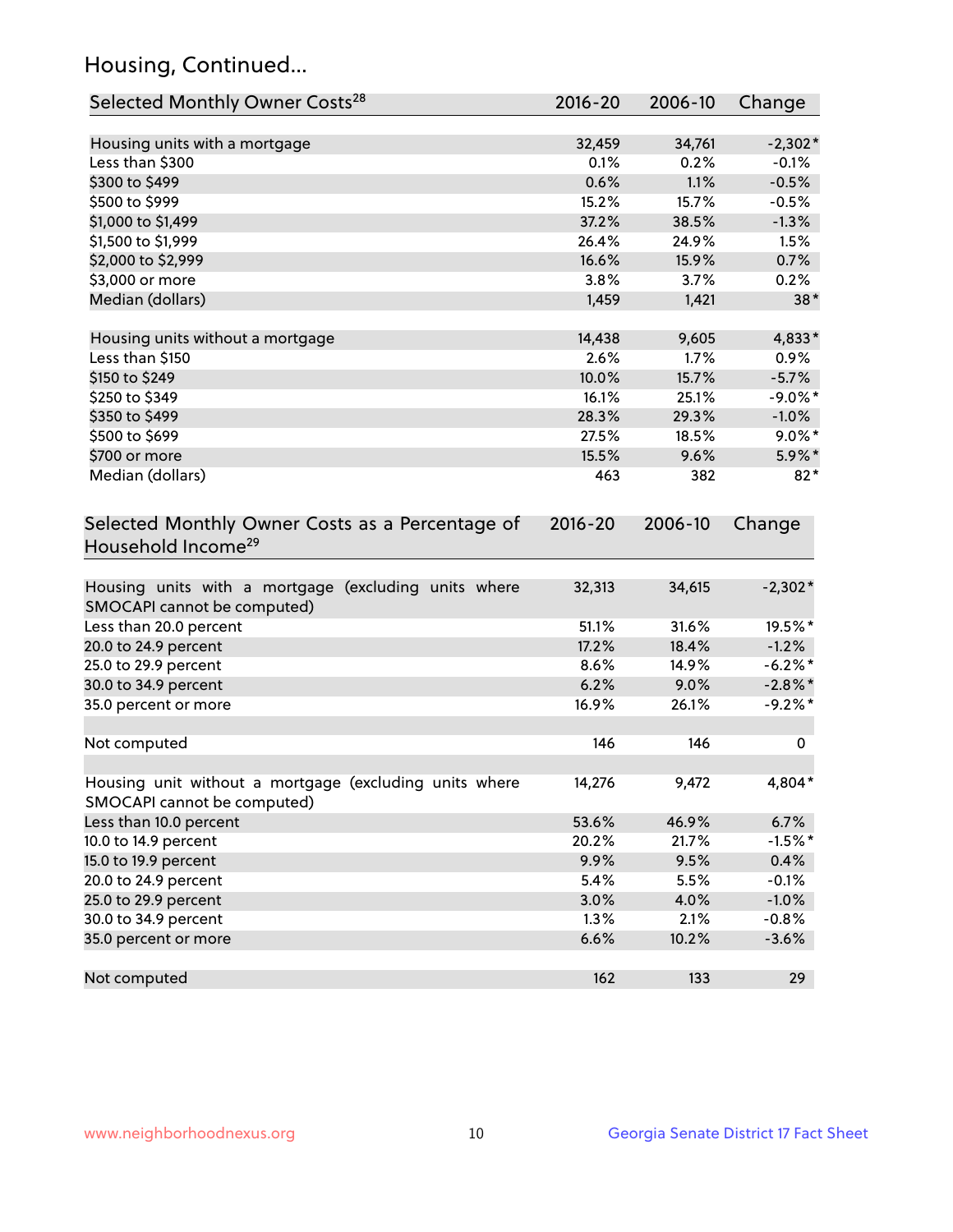## Housing, Continued...

| Selected Monthly Owner Costs[28] | 2016-20 | 2006-10 | Change |
|---|---|---|---|
| Housing units with a mortgage | 32,459 | 34,761 | -2,302* |
| Less than $300 | 0.1% | 0.2% | -0.1% |
| $300 to $499 | 0.6% | 1.1% | -0.5% |
| $500 to $999 | 15.2% | 15.7% | -0.5% |
| $1,000 to $1,499 | 37.2% | 38.5% | -1.3% |
| $1,500 to $1,999 | 26.4% | 24.9% | 1.5% |
| $2,000 to $2,999 | 16.6% | 15.9% | 0.7% |
| $3,000 or more | 3.8% | 3.7% | 0.2% |
| Median (dollars) | 1,459 | 1,421 | 38* |
| Housing units without a mortgage | 14,438 | 9,605 | 4,833* |
| Less than $150 | 2.6% | 1.7% | 0.9% |
| $150 to $249 | 10.0% | 15.7% | -5.7% |
| $250 to $349 | 16.1% | 25.1% | -9.0%* |
| $350 to $499 | 28.3% | 29.3% | -1.0% |
| $500 to $699 | 27.5% | 18.5% | 9.0%* |
| $700 or more | 15.5% | 9.6% | 5.9%* |
| Median (dollars) | 463 | 382 | 82* |

| Selected Monthly Owner Costs as a Percentage of Household Income[29] | 2016-20 | 2006-10 | Change |
|---|---|---|---|
| Housing units with a mortgage (excluding units where SMOCAPI cannot be computed) | 32,313 | 34,615 | -2,302* |
| Less than 20.0 percent | 51.1% | 31.6% | 19.5%* |
| 20.0 to 24.9 percent | 17.2% | 18.4% | -1.2% |
| 25.0 to 29.9 percent | 8.6% | 14.9% | -6.2%* |
| 30.0 to 34.9 percent | 6.2% | 9.0% | -2.8%* |
| 35.0 percent or more | 16.9% | 26.1% | -9.2%* |
| Not computed | 146 | 146 | 0 |
| Housing unit without a mortgage (excluding units where SMOCAPI cannot be computed) | 14,276 | 9,472 | 4,804* |
| Less than 10.0 percent | 53.6% | 46.9% | 6.7% |
| 10.0 to 14.9 percent | 20.2% | 21.7% | -1.5%* |
| 15.0 to 19.9 percent | 9.9% | 9.5% | 0.4% |
| 20.0 to 24.9 percent | 5.4% | 5.5% | -0.1% |
| 25.0 to 29.9 percent | 3.0% | 4.0% | -1.0% |
| 30.0 to 34.9 percent | 1.3% | 2.1% | -0.8% |
| 35.0 percent or more | 6.6% | 10.2% | -3.6% |
| Not computed | 162 | 133 | 29 |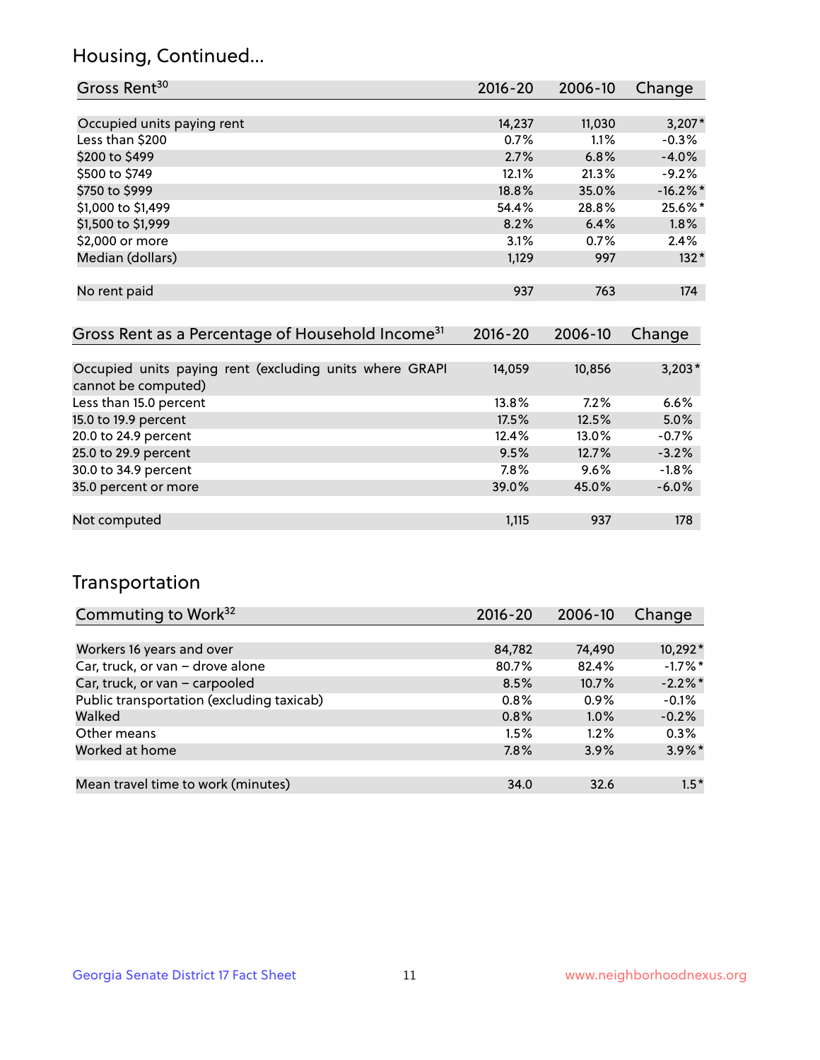## Housing, Continued...

| Gross Rent[30] | 2016-20 | 2006-10 | Change |
|---|---|---|---|
| Occupied units paying rent | 14,237 | 11,030 | 3,207* |
| Less than $200 | 0.7% | 1.1% | -0.3% |
| $200 to $499 | 2.7% | 6.8% | -4.0% |
| $500 to $749 | 12.1% | 21.3% | -9.2% |
| $750 to $999 | 18.8% | 35.0% | -16.2%* |
| $1,000 to $1,499 | 54.4% | 28.8% | 25.6%* |
| $1,500 to $1,999 | 8.2% | 6.4% | 1.8% |
| $2,000 or more | 3.1% | 0.7% | 2.4% |
| Median (dollars) | 1,129 | 997 | 132* |
| No rent paid | 937 | 763 | 174 |

| Gross Rent as a Percentage of Household Income[31] | 2016-20 | 2006-10 | Change |
|---|---|---|---|
| Occupied units paying rent (excluding units where GRAPI cannot be computed) | 14,059 | 10,856 | 3,203* |
| Less than 15.0 percent | 13.8% | 7.2% | 6.6% |
| 15.0 to 19.9 percent | 17.5% | 12.5% | 5.0% |
| 20.0 to 24.9 percent | 12.4% | 13.0% | -0.7% |
| 25.0 to 29.9 percent | 9.5% | 12.7% | -3.2% |
| 30.0 to 34.9 percent | 7.8% | 9.6% | -1.8% |
| 35.0 percent or more | 39.0% | 45.0% | -6.0% |
| Not computed | 1,115 | 937 | 178 |

## Transportation

| Commuting to Work[32] | 2016-20 | 2006-10 | Change |
|---|---|---|---|
| Workers 16 years and over | 84,782 | 74,490 | 10,292* |
| Car, truck, or van – drove alone | 80.7% | 82.4% | -1.7%* |
| Car, truck, or van – carpooled | 8.5% | 10.7% | -2.2%* |
| Public transportation (excluding taxicab) | 0.8% | 0.9% | -0.1% |
| Walked | 0.8% | 1.0% | -0.2% |
| Other means | 1.5% | 1.2% | 0.3% |
| Worked at home | 7.8% | 3.9% | 3.9%* |
| Mean travel time to work (minutes) | 34.0 | 32.6 | 1.5* |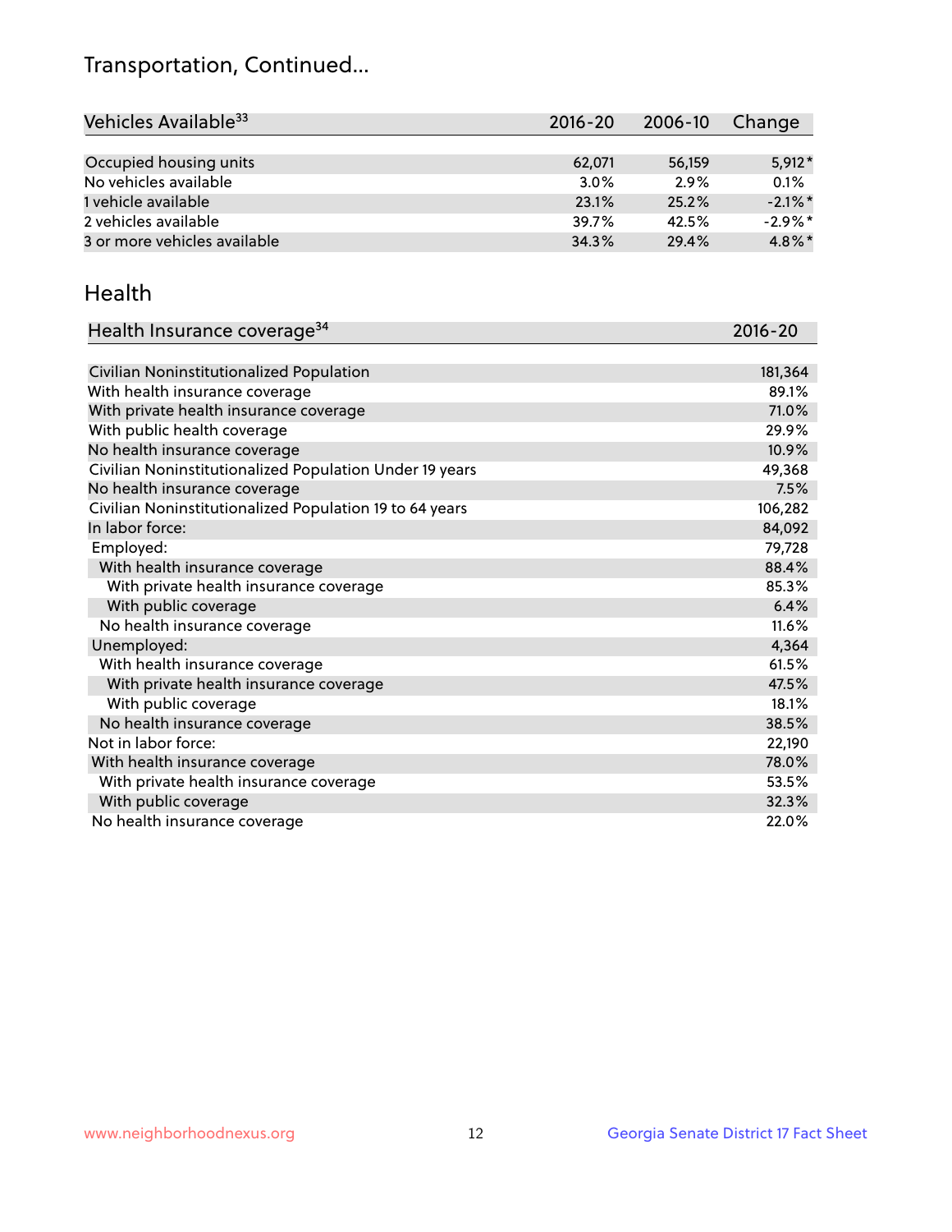## Transportation, Continued...

| Vehicles Available[33] | 2016-20 | 2006-10 | Change |
|---|---|---|---|
| Occupied housing units | 62,071 | 56,159 | 5,912* |
| No vehicles available | 3.0% | 2.9% | 0.1% |
| 1 vehicle available | 23.1% | 25.2% | -2.1%* |
| 2 vehicles available | 39.7% | 42.5% | -2.9%* |
| 3 or more vehicles available | 34.3% | 29.4% | 4.8%* |

## Health

| Health Insurance coverage[34] | 2016-20 |
|---|---|
| Civilian Noninstitutionalized Population | 181,364 |
| With health insurance coverage | 89.1% |
| With private health insurance coverage | 71.0% |
| With public health coverage | 29.9% |
| No health insurance coverage | 10.9% |
| Civilian Noninstitutionalized Population Under 19 years | 49,368 |
| No health insurance coverage | 7.5% |
| Civilian Noninstitutionalized Population 19 to 64 years | 106,282 |
| In labor force: | 84,092 |
| Employed: | 79,728 |
| With health insurance coverage | 88.4% |
| With private health insurance coverage | 85.3% |
| With public coverage | 6.4% |
| No health insurance coverage | 11.6% |
| Unemployed: | 4,364 |
| With health insurance coverage | 61.5% |
| With private health insurance coverage | 47.5% |
| With public coverage | 18.1% |
| No health insurance coverage | 38.5% |
| Not in labor force: | 22,190 |
| With health insurance coverage | 78.0% |
| With private health insurance coverage | 53.5% |
| With public coverage | 32.3% |
| No health insurance coverage | 22.0% |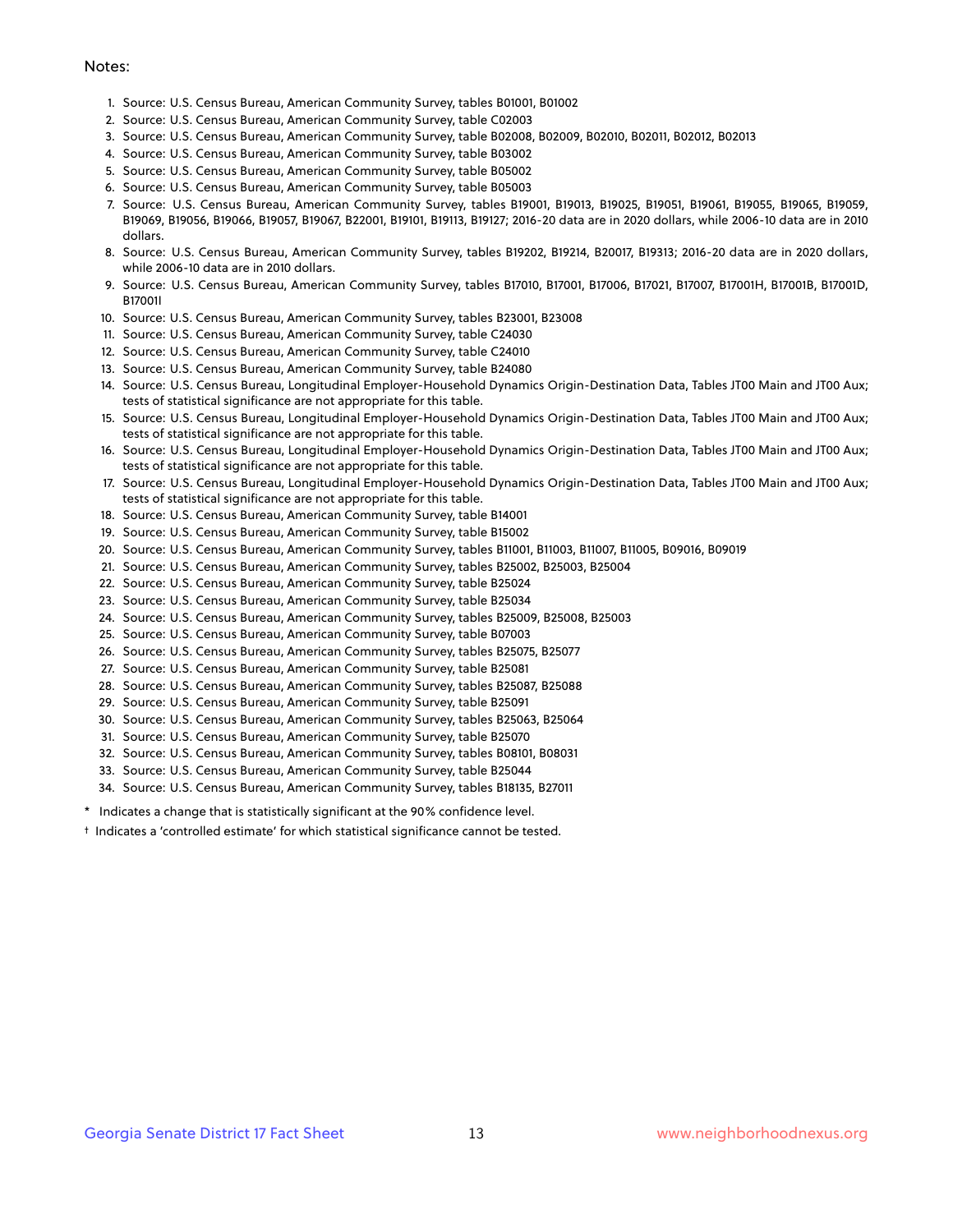Notes:

1. Source: U.S. Census Bureau, American Community Survey, tables B01001, B01002
2. Source: U.S. Census Bureau, American Community Survey, table C02003
3. Source: U.S. Census Bureau, American Community Survey, table B02008, B02009, B02010, B02011, B02012, B02013
4. Source: U.S. Census Bureau, American Community Survey, table B03002
5. Source: U.S. Census Bureau, American Community Survey, table B05002
6. Source: U.S. Census Bureau, American Community Survey, table B05003
7. Source: U.S. Census Bureau, American Community Survey, tables B19001, B19013, B19025, B19051, B19061, B19055, B19065, B19059, B19069, B19056, B19066, B19057, B19067, B22001, B19101, B19113, B19127; 2016-20 data are in 2020 dollars, while 2006-10 data are in 2010 dollars.
8. Source: U.S. Census Bureau, American Community Survey, tables B19202, B19214, B20017, B19313; 2016-20 data are in 2020 dollars, while 2006-10 data are in 2010 dollars.
9. Source: U.S. Census Bureau, American Community Survey, tables B17010, B17001, B17006, B17021, B17007, B17001H, B17001B, B17001D, B17001I
10. Source: U.S. Census Bureau, American Community Survey, tables B23001, B23008
11. Source: U.S. Census Bureau, American Community Survey, table C24030
12. Source: U.S. Census Bureau, American Community Survey, table C24010
13. Source: U.S. Census Bureau, American Community Survey, table B24080
14. Source: U.S. Census Bureau, Longitudinal Employer-Household Dynamics Origin-Destination Data, Tables JT00 Main and JT00 Aux; tests of statistical significance are not appropriate for this table.
15. Source: U.S. Census Bureau, Longitudinal Employer-Household Dynamics Origin-Destination Data, Tables JT00 Main and JT00 Aux; tests of statistical significance are not appropriate for this table.
16. Source: U.S. Census Bureau, Longitudinal Employer-Household Dynamics Origin-Destination Data, Tables JT00 Main and JT00 Aux; tests of statistical significance are not appropriate for this table.
17. Source: U.S. Census Bureau, Longitudinal Employer-Household Dynamics Origin-Destination Data, Tables JT00 Main and JT00 Aux; tests of statistical significance are not appropriate for this table.
18. Source: U.S. Census Bureau, American Community Survey, table B14001
19. Source: U.S. Census Bureau, American Community Survey, table B15002
20. Source: U.S. Census Bureau, American Community Survey, tables B11001, B11003, B11007, B11005, B09016, B09019
21. Source: U.S. Census Bureau, American Community Survey, tables B25002, B25003, B25004
22. Source: U.S. Census Bureau, American Community Survey, table B25024
23. Source: U.S. Census Bureau, American Community Survey, table B25034
24. Source: U.S. Census Bureau, American Community Survey, tables B25009, B25008, B25003
25. Source: U.S. Census Bureau, American Community Survey, table B07003
26. Source: U.S. Census Bureau, American Community Survey, tables B25075, B25077
27. Source: U.S. Census Bureau, American Community Survey, table B25081
28. Source: U.S. Census Bureau, American Community Survey, tables B25087, B25088
29. Source: U.S. Census Bureau, American Community Survey, table B25091
30. Source: U.S. Census Bureau, American Community Survey, tables B25063, B25064
31. Source: U.S. Census Bureau, American Community Survey, table B25070
32. Source: U.S. Census Bureau, American Community Survey, tables B08101, B08031
33. Source: U.S. Census Bureau, American Community Survey, table B25044
34. Source: U.S. Census Bureau, American Community Survey, tables B18135, B27011

\* Indicates a change that is statistically significant at the 90% confidence level.

† Indicates a 'controlled estimate' for which statistical significance cannot be tested.